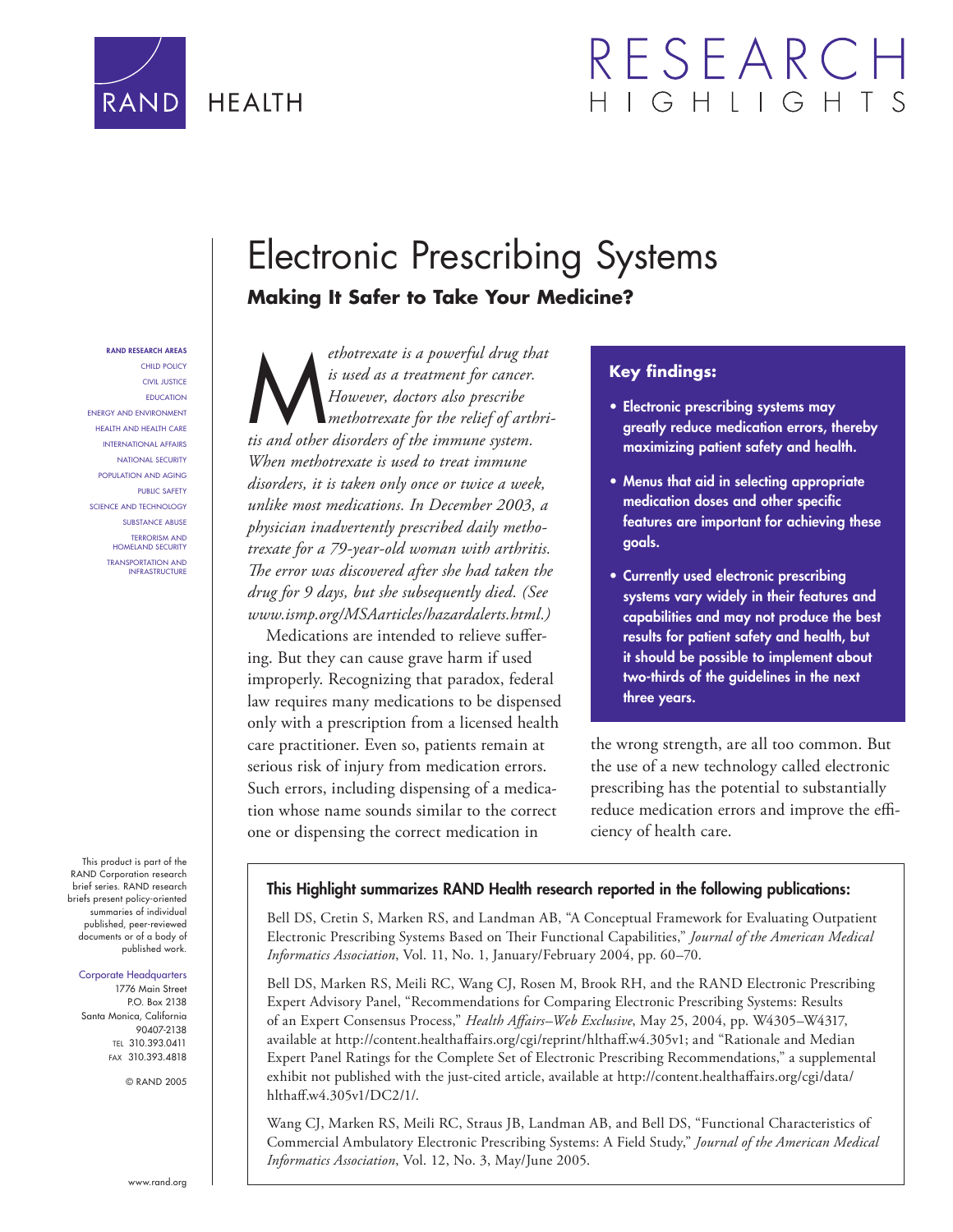RAND HEALTH

# RESEARCH HIGHLIGHTS

# Electronic Prescribing Systems

**Making It Safer to Take Your Medicine?**

**RAND RESEARCH AREAS**
CHILD POLICY
CIVIL JUSTICE
EDUCATION
ENERGY AND ENVIRONMENT
HEALTH AND HEALTH CARE
INTERNATIONAL AFFAIRS
NATIONAL SECURITY
POPULATION AND AGING
PUBLIC SAFETY
SCIENCE AND TECHNOLOGY
SUBSTANCE ABUSE
TERRORISM AND HOMELAND SECURITY
TRANSPORTATION AND INFRASTRUCTURE

*Methotrexate is a powerful drug that is used as a treatment for cancer. However, doctors also prescribe methotrexate for the relief of arthritis and other disorders of the immune system. When methotrexate is used to treat immune disorders, it is taken only once or twice a week, unlike most medications. In December 2003, a physician inadvertently prescribed daily methotrexate for a 79-year-old woman with arthritis. The error was discovered after she had taken the drug for 9 days, but she subsequently died. (See www.ismp.org/MSAarticles/hazardalerts.html.)*

Medications are intended to relieve suffering. But they can cause grave harm if used improperly. Recognizing that paradox, federal law requires many medications to be dispensed only with a prescription from a licensed health care practitioner. Even so, patients remain at serious risk of injury from medication errors. Such errors, including dispensing of a medication whose name sounds similar to the correct one or dispensing the correct medication in the wrong strength, are all too common. But the use of a new technology called electronic prescribing has the potential to substantially reduce medication errors and improve the efficiency of health care.

**Key findings:**

- Electronic prescribing systems may greatly reduce medication errors, thereby maximizing patient safety and health.
- Menus that aid in selecting appropriate medication doses and other specific features are important for achieving these goals.
- Currently used electronic prescribing systems vary widely in their features and capabilities and may not produce the best results for patient safety and health, but it should be possible to implement about two-thirds of the guidelines in the next three years.

**This Highlight summarizes RAND Health research reported in the following publications:**

Bell DS, Cretin S, Marken RS, and Landman AB, "A Conceptual Framework for Evaluating Outpatient Electronic Prescribing Systems Based on Their Functional Capabilities," *Journal of the American Medical Informatics Association*, Vol. 11, No. 1, January/February 2004, pp. 60–70.

Bell DS, Marken RS, Meili RC, Wang CJ, Rosen M, Brook RH, and the RAND Electronic Prescribing Expert Advisory Panel, "Recommendations for Comparing Electronic Prescribing Systems: Results of an Expert Consensus Process," *Health Affairs–Web Exclusive*, May 25, 2004, pp. W4305–W4317, available at http://content.healthaffairs.org/cgi/reprint/hlthaff.w4.305v1; and "Rationale and Median Expert Panel Ratings for the Complete Set of Electronic Prescribing Recommendations," a supplemental exhibit not published with the just-cited article, available at http://content.healthaffairs.org/cgi/data/hlthaff.w4.305v1/DC2/1/.

Wang CJ, Marken RS, Meili RC, Straus JB, Landman AB, and Bell DS, "Functional Characteristics of Commercial Ambulatory Electronic Prescribing Systems: A Field Study," *Journal of the American Medical Informatics Association*, Vol. 12, No. 3, May/June 2005.

This product is part of the RAND Corporation research brief series. RAND research briefs present policy-oriented summaries of individual published, peer-reviewed documents or of a body of published work.

Corporate Headquarters
1776 Main Street
P.O. Box 2138
Santa Monica, California 90407-2138
TEL 310.393.0411
FAX 310.393.4818

© RAND 2005

www.rand.org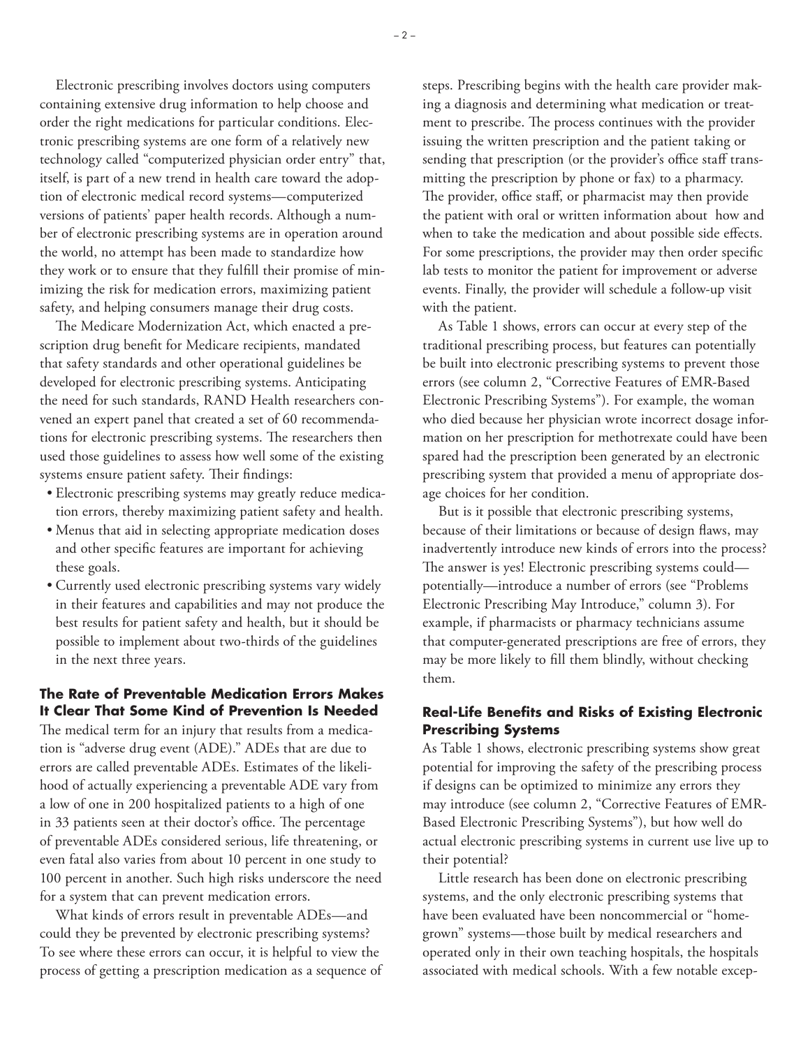Electronic prescribing involves doctors using computers containing extensive drug information to help choose and order the right medications for particular conditions. Electronic prescribing systems are one form of a relatively new technology called "computerized physician order entry" that, itself, is part of a new trend in health care toward the adoption of electronic medical record systems—computerized versions of patients' paper health records. Although a number of electronic prescribing systems are in operation around the world, no attempt has been made to standardize how they work or to ensure that they fulfill their promise of minimizing the risk for medication errors, maximizing patient safety, and helping consumers manage their drug costs.

The Medicare Modernization Act, which enacted a prescription drug benefit for Medicare recipients, mandated that safety standards and other operational guidelines be developed for electronic prescribing systems. Anticipating the need for such standards, RAND Health researchers convened an expert panel that created a set of 60 recommendations for electronic prescribing systems. The researchers then used those guidelines to assess how well some of the existing systems ensure patient safety. Their findings:

- Electronic prescribing systems may greatly reduce medication errors, thereby maximizing patient safety and health.
- Menus that aid in selecting appropriate medication doses and other specific features are important for achieving these goals.
- Currently used electronic prescribing systems vary widely in their features and capabilities and may not produce the best results for patient safety and health, but it should be possible to implement about two-thirds of the guidelines in the next three years.

### The Rate of Preventable Medication Errors Makes It Clear That Some Kind of Prevention Is Needed

The medical term for an injury that results from a medication is "adverse drug event (ADE)." ADEs that are due to errors are called preventable ADEs. Estimates of the likelihood of actually experiencing a preventable ADE vary from a low of one in 200 hospitalized patients to a high of one in 33 patients seen at their doctor's office. The percentage of preventable ADEs considered serious, life threatening, or even fatal also varies from about 10 percent in one study to 100 percent in another. Such high risks underscore the need for a system that can prevent medication errors.

What kinds of errors result in preventable ADEs—and could they be prevented by electronic prescribing systems? To see where these errors can occur, it is helpful to view the process of getting a prescription medication as a sequence of steps. Prescribing begins with the health care provider making a diagnosis and determining what medication or treatment to prescribe. The process continues with the provider issuing the written prescription and the patient taking or sending that prescription (or the provider's office staff transmitting the prescription by phone or fax) to a pharmacy. The provider, office staff, or pharmacist may then provide the patient with oral or written information about how and when to take the medication and about possible side effects. For some prescriptions, the provider may then order specific lab tests to monitor the patient for improvement or adverse events. Finally, the provider will schedule a follow-up visit with the patient.

As Table 1 shows, errors can occur at every step of the traditional prescribing process, but features can potentially be built into electronic prescribing systems to prevent those errors (see column 2, "Corrective Features of EMR-Based Electronic Prescribing Systems"). For example, the woman who died because her physician wrote incorrect dosage information on her prescription for methotrexate could have been spared had the prescription been generated by an electronic prescribing system that provided a menu of appropriate dosage choices for her condition.

But is it possible that electronic prescribing systems, because of their limitations or because of design flaws, may inadvertently introduce new kinds of errors into the process? The answer is yes! Electronic prescribing systems could—potentially—introduce a number of errors (see "Problems Electronic Prescribing May Introduce," column 3). For example, if pharmacists or pharmacy technicians assume that computer-generated prescriptions are free of errors, they may be more likely to fill them blindly, without checking them.

### Real-Life Benefits and Risks of Existing Electronic Prescribing Systems

As Table 1 shows, electronic prescribing systems show great potential for improving the safety of the prescribing process if designs can be optimized to minimize any errors they may introduce (see column 2, "Corrective Features of EMR-Based Electronic Prescribing Systems"), but how well do actual electronic prescribing systems in current use live up to their potential?

Little research has been done on electronic prescribing systems, and the only electronic prescribing systems that have been evaluated have been noncommercial or "homegrown" systems—those built by medical researchers and operated only in their own teaching hospitals, the hospitals associated with medical schools. With a few notable excep-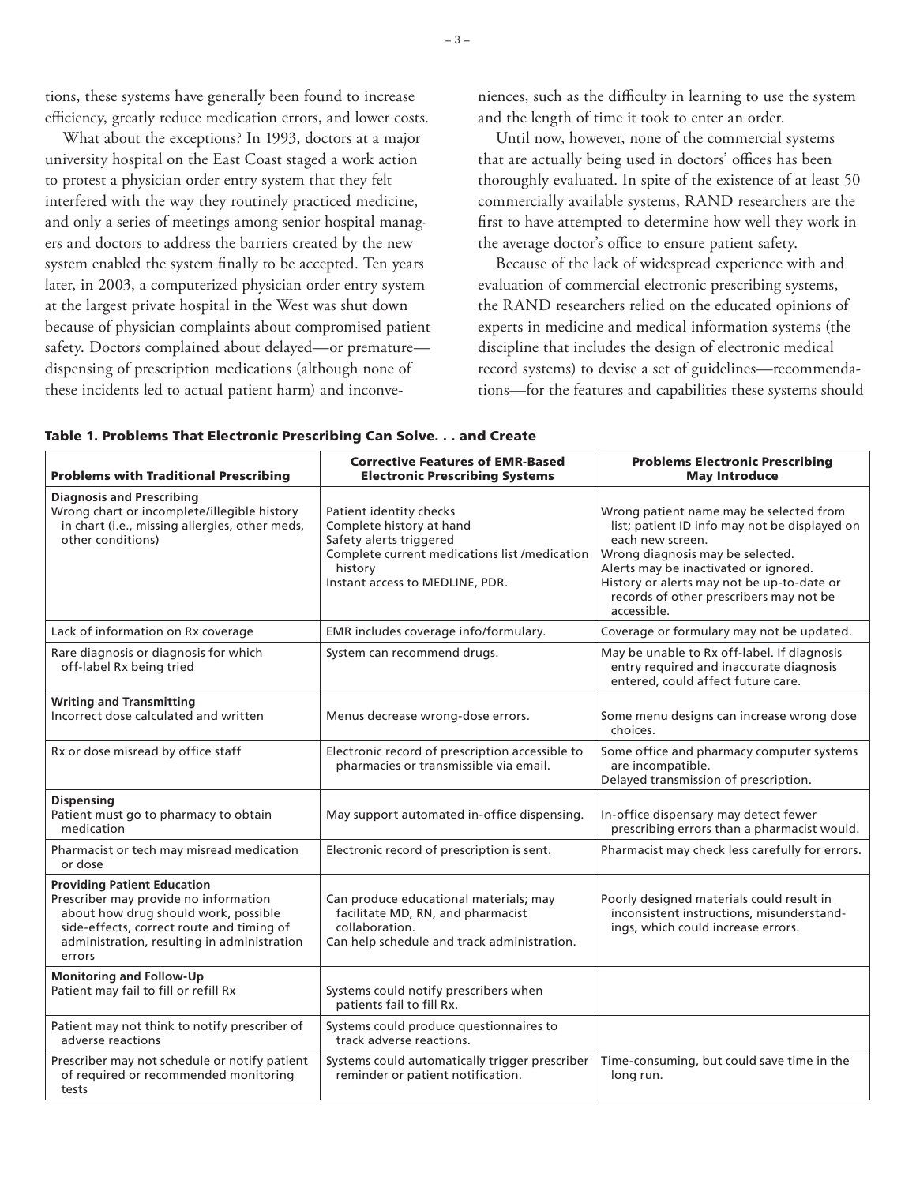tions, these systems have generally been found to increase efficiency, greatly reduce medication errors, and lower costs.

What about the exceptions? In 1993, doctors at a major university hospital on the East Coast staged a work action to protest a physician order entry system that they felt interfered with the way they routinely practiced medicine, and only a series of meetings among senior hospital managers and doctors to address the barriers created by the new system enabled the system finally to be accepted. Ten years later, in 2003, a computerized physician order entry system at the largest private hospital in the West was shut down because of physician complaints about compromised patient safety. Doctors complained about delayed—or premature—dispensing of prescription medications (although none of these incidents led to actual patient harm) and inconveniences, such as the difficulty in learning to use the system and the length of time it took to enter an order.

Until now, however, none of the commercial systems that are actually being used in doctors' offices has been thoroughly evaluated. In spite of the existence of at least 50 commercially available systems, RAND researchers are the first to have attempted to determine how well they work in the average doctor's office to ensure patient safety.

Because of the lack of widespread experience with and evaluation of commercial electronic prescribing systems, the RAND researchers relied on the educated opinions of experts in medicine and medical information systems (the discipline that includes the design of electronic medical record systems) to devise a set of guidelines—recommendations—for the features and capabilities these systems should

**Table 1. Problems That Electronic Prescribing Can Solve. . . and Create**

| Problems with Traditional Prescribing | Corrective Features of EMR-Based Electronic Prescribing Systems | Problems Electronic Prescribing May Introduce |
|---|---|---|
| **Diagnosis and Prescribing**<br>Wrong chart or incomplete/illegible history in chart (i.e., missing allergies, other meds, other conditions) | Patient identity checks<br>Complete history at hand<br>Safety alerts triggered<br>Complete current medications list /medication history<br>Instant access to MEDLINE, PDR. | Wrong patient name may be selected from list; patient ID info may not be displayed on each new screen.<br>Wrong diagnosis may be selected.<br>Alerts may be inactivated or ignored.<br>History or alerts may not be up-to-date or records of other prescribers may not be accessible. |
| Lack of information on Rx coverage | EMR includes coverage info/formulary. | Coverage or formulary may not be updated. |
| Rare diagnosis or diagnosis for which off-label Rx being tried | System can recommend drugs. | May be unable to Rx off-label. If diagnosis entry required and inaccurate diagnosis entered, could affect future care. |
| **Writing and Transmitting**<br>Incorrect dose calculated and written | Menus decrease wrong-dose errors. | Some menu designs can increase wrong dose choices. |
| Rx or dose misread by office staff | Electronic record of prescription accessible to pharmacies or transmissible via email. | Some office and pharmacy computer systems are incompatible.<br>Delayed transmission of prescription. |
| **Dispensing**<br>Patient must go to pharmacy to obtain medication | May support automated in-office dispensing. | In-office dispensary may detect fewer prescribing errors than a pharmacist would. |
| Pharmacist or tech may misread medication or dose | Electronic record of prescription is sent. | Pharmacist may check less carefully for errors. |
| **Providing Patient Education**<br>Prescriber may provide no information about how drug should work, possible side-effects, correct route and timing of administration, resulting in administration errors | Can produce educational materials; may facilitate MD, RN, and pharmacist collaboration.<br>Can help schedule and track administration. | Poorly designed materials could result in inconsistent instructions, misunderstandings, which could increase errors. |
| **Monitoring and Follow-Up**<br>Patient may fail to fill or refill Rx | Systems could notify prescribers when patients fail to fill Rx. | |
| Patient may not think to notify prescriber of adverse reactions | Systems could produce questionnaires to track adverse reactions. | |
| Prescriber may not schedule or notify patient of required or recommended monitoring tests | Systems could automatically trigger prescriber reminder or patient notification. | Time-consuming, but could save time in the long run. |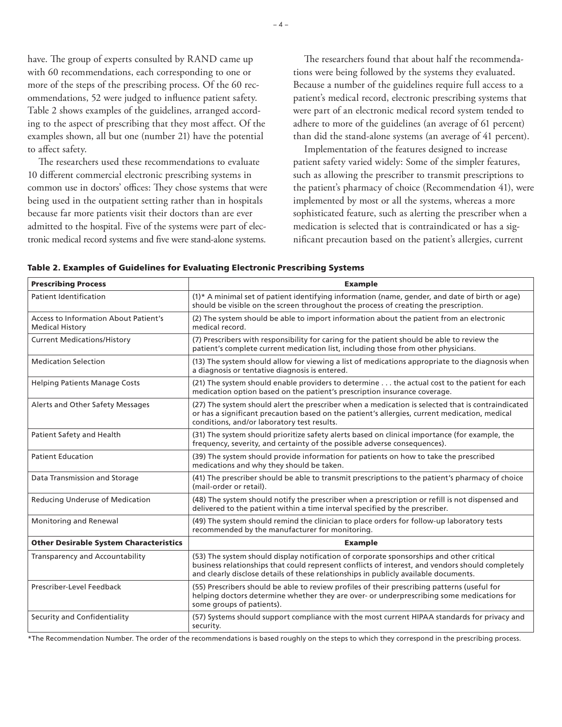have. The group of experts consulted by RAND came up with 60 recommendations, each corresponding to one or more of the steps of the prescribing process. Of the 60 recommendations, 52 were judged to influence patient safety. Table 2 shows examples of the guidelines, arranged according to the aspect of prescribing that they most affect. Of the examples shown, all but one (number 21) have the potential to affect safety.

The researchers used these recommendations to evaluate 10 different commercial electronic prescribing systems in common use in doctors' offices: They chose systems that were being used in the outpatient setting rather than in hospitals because far more patients visit their doctors than are ever admitted to the hospital. Five of the systems were part of electronic medical record systems and five were stand-alone systems.

The researchers found that about half the recommendations were being followed by the systems they evaluated. Because a number of the guidelines require full access to a patient's medical record, electronic prescribing systems that were part of an electronic medical record system tended to adhere to more of the guidelines (an average of 61 percent) than did the stand-alone systems (an average of 41 percent).

Implementation of the features designed to increase patient safety varied widely: Some of the simpler features, such as allowing the prescriber to transmit prescriptions to the patient's pharmacy of choice (Recommendation 41), were implemented by most or all the systems, whereas a more sophisticated feature, such as alerting the prescriber when a medication is selected that is contraindicated or has a significant precaution based on the patient's allergies, current

**Table 2. Examples of Guidelines for Evaluating Electronic Prescribing Systems**

| **Prescribing Process** | **Example** |
|---|---|
| Patient Identification | (1)* A minimal set of patient identifying information (name, gender, and date of birth or age) should be visible on the screen throughout the process of creating the prescription. |
| Access to Information About Patient's Medical History | (2) The system should be able to import information about the patient from an electronic medical record. |
| Current Medications/History | (7) Prescribers with responsibility for caring for the patient should be able to review the patient's complete current medication list, including those from other physicians. |
| Medication Selection | (13) The system should allow for viewing a list of medications appropriate to the diagnosis when a diagnosis or tentative diagnosis is entered. |
| Helping Patients Manage Costs | (21) The system should enable providers to determine . . . the actual cost to the patient for each medication option based on the patient's prescription insurance coverage. |
| Alerts and Other Safety Messages | (27) The system should alert the prescriber when a medication is selected that is contraindicated or has a significant precaution based on the patient's allergies, current medication, medical conditions, and/or laboratory test results. |
| Patient Safety and Health | (31) The system should prioritize safety alerts based on clinical importance (for example, the frequency, severity, and certainty of the possible adverse consequences). |
| Patient Education | (39) The system should provide information for patients on how to take the prescribed medications and why they should be taken. |
| Data Transmission and Storage | (41) The prescriber should be able to transmit prescriptions to the patient's pharmacy of choice (mail-order or retail). |
| Reducing Underuse of Medication | (48) The system should notify the prescriber when a prescription or refill is not dispensed and delivered to the patient within a time interval specified by the prescriber. |
| Monitoring and Renewal | (49) The system should remind the clinician to place orders for follow-up laboratory tests recommended by the manufacturer for monitoring. |
| **Other Desirable System Characteristics** | **Example** |
| Transparency and Accountability | (53) The system should display notification of corporate sponsorships and other critical business relationships that could represent conflicts of interest, and vendors should completely and clearly disclose details of these relationships in publicly available documents. |
| Prescriber-Level Feedback | (55) Prescribers should be able to review profiles of their prescribing patterns (useful for helping doctors determine whether they are over- or underprescribing some medications for some groups of patients). |
| Security and Confidentiality | (57) Systems should support compliance with the most current HIPAA standards for privacy and security. |

*The Recommendation Number. The order of the recommendations is based roughly on the steps to which they correspond in the prescribing process.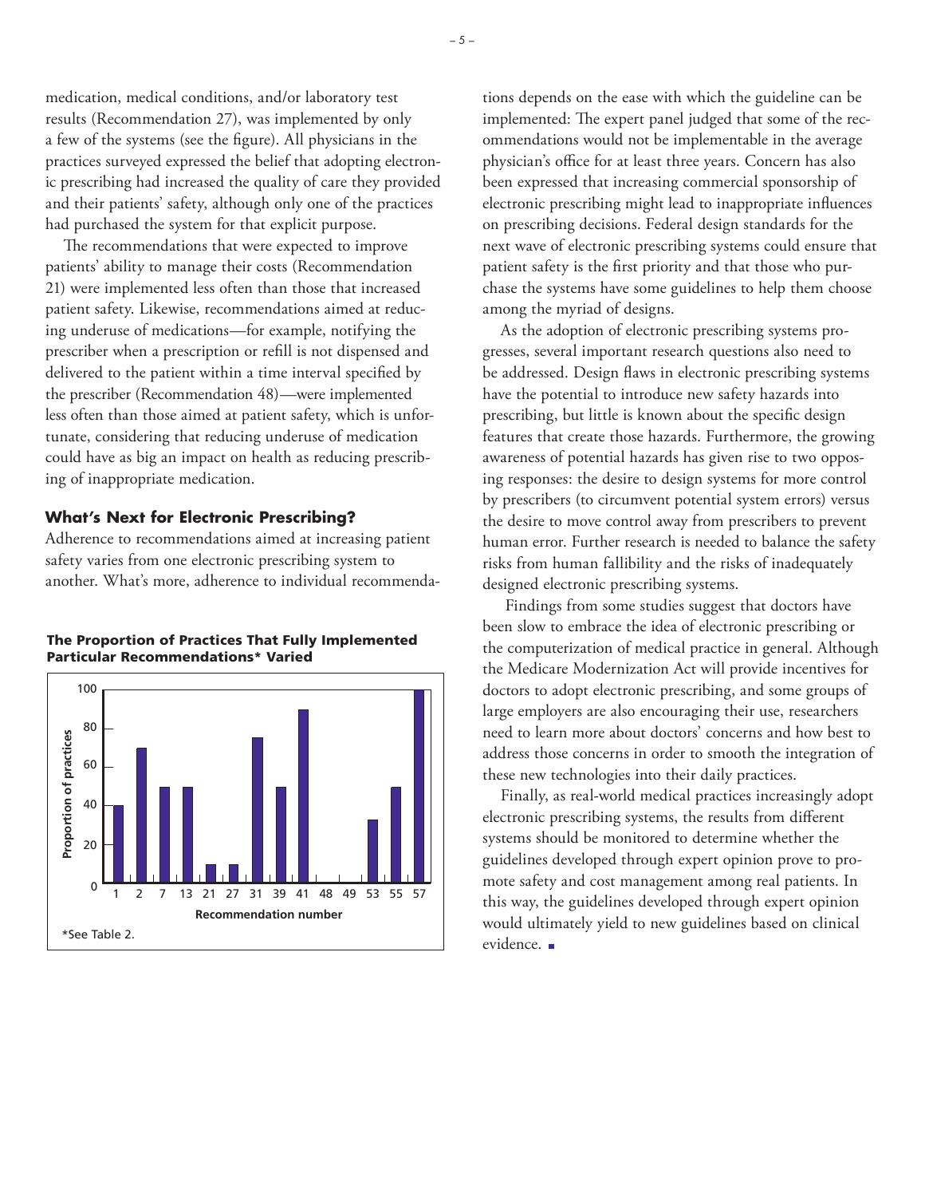medication, medical conditions, and/or laboratory test results (Recommendation 27), was implemented by only a few of the systems (see the figure). All physicians in the practices surveyed expressed the belief that adopting electronic prescribing had increased the quality of care they provided and their patients' safety, although only one of the practices had purchased the system for that explicit purpose.

The recommendations that were expected to improve patients' ability to manage their costs (Recommendation 21) were implemented less often than those that increased patient safety. Likewise, recommendations aimed at reducing underuse of medications—for example, notifying the prescriber when a prescription or refill is not dispensed and delivered to the patient within a time interval specified by the prescriber (Recommendation 48)—were implemented less often than those aimed at patient safety, which is unfortunate, considering that reducing underuse of medication could have as big an impact on health as reducing prescribing of inappropriate medication.

### What's Next for Electronic Prescribing?

Adherence to recommendations aimed at increasing patient safety varies from one electronic prescribing system to another. What's more, adherence to individual recommendations depends on the ease with which the guideline can be implemented: The expert panel judged that some of the recommendations would not be implementable in the average physician's office for at least three years. Concern has also been expressed that increasing commercial sponsorship of electronic prescribing might lead to inappropriate influences on prescribing decisions. Federal design standards for the next wave of electronic prescribing systems could ensure that patient safety is the first priority and that those who purchase the systems have some guidelines to help them choose among the myriad of designs.

As the adoption of electronic prescribing systems progresses, several important research questions also need to be addressed. Design flaws in electronic prescribing systems have the potential to introduce new safety hazards into prescribing, but little is known about the specific design features that create those hazards. Furthermore, the growing awareness of potential hazards has given rise to two opposing responses: the desire to design systems for more control by prescribers (to circumvent potential system errors) versus the desire to move control away from prescribers to prevent human error. Further research is needed to balance the safety risks from human fallibility and the risks of inadequately designed electronic prescribing systems.

Findings from some studies suggest that doctors have been slow to embrace the idea of electronic prescribing or the computerization of medical practice in general. Although the Medicare Modernization Act will provide incentives for doctors to adopt electronic prescribing, and some groups of large employers are also encouraging their use, researchers need to learn more about doctors' concerns and how best to address those concerns in order to smooth the integration of these new technologies into their daily practices.

Finally, as real-world medical practices increasingly adopt electronic prescribing systems, the results from different systems should be monitored to determine whether the guidelines developed through expert opinion prove to promote safety and cost management among real patients. In this way, the guidelines developed through expert opinion would ultimately yield to new guidelines based on clinical evidence.

**The Proportion of Practices That Fully Implemented Particular Recommendations* Varied**

*See Table 2.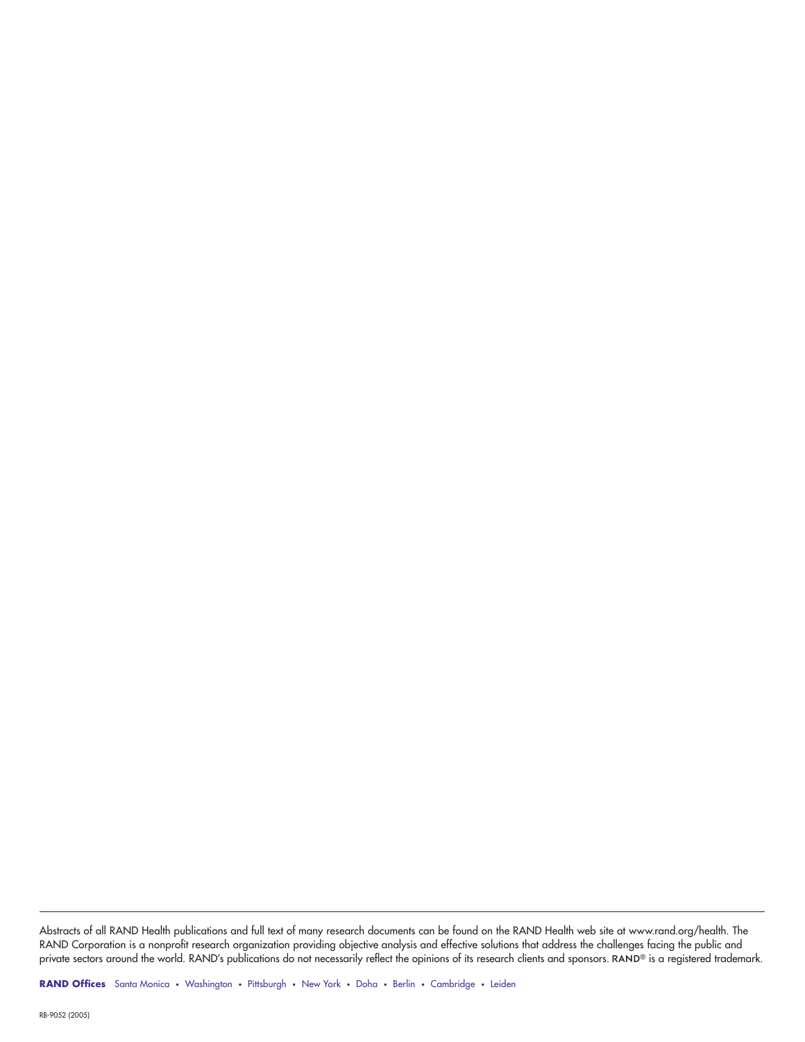Abstracts of all RAND Health publications and full text of many research documents can be found on the RAND Health web site at www.rand.org/health. The RAND Corporation is a nonprofit research organization providing objective analysis and effective solutions that address the challenges facing the public and private sectors around the world. RAND's publications do not necessarily reflect the opinions of its research clients and sponsors. RAND® is a registered trademark.

**RAND Offices** Santa Monica • Washington • Pittsburgh • New York • Doha • Berlin • Cambridge • Leiden

RB-9052 (2005)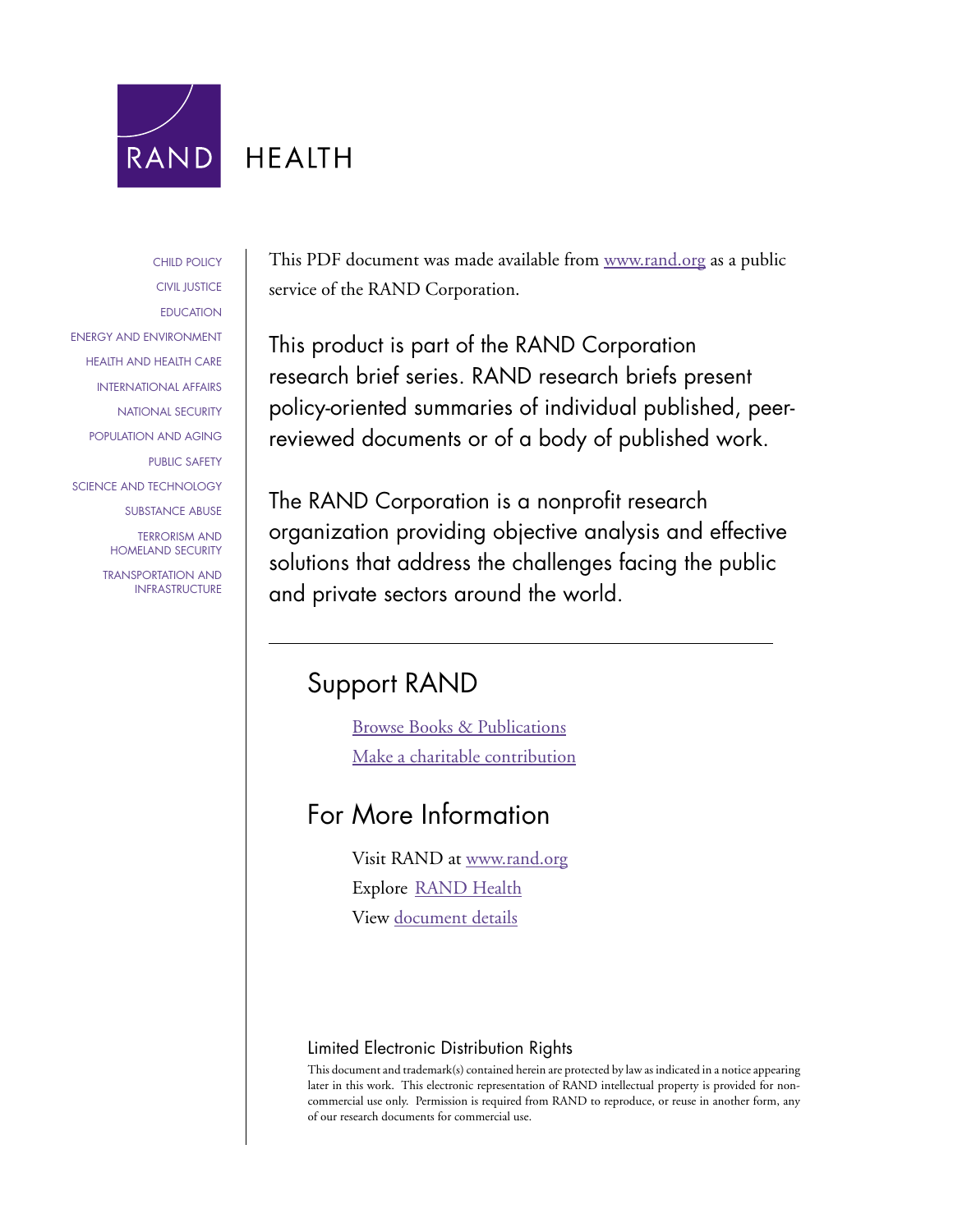RAND

HEALTH

CHILD POLICY
CIVIL JUSTICE
EDUCATION
ENERGY AND ENVIRONMENT
HEALTH AND HEALTH CARE
INTERNATIONAL AFFAIRS
NATIONAL SECURITY
POPULATION AND AGING
PUBLIC SAFETY
SCIENCE AND TECHNOLOGY
SUBSTANCE ABUSE
TERRORISM AND HOMELAND SECURITY
TRANSPORTATION AND INFRASTRUCTURE

This PDF document was made available from [www.rand.org](www.rand.org) as a public service of the RAND Corporation.

This product is part of the RAND Corporation research brief series. RAND research briefs present policy-oriented summaries of individual published, peer-reviewed documents or of a body of published work.

The RAND Corporation is a nonprofit research organization providing objective analysis and effective solutions that address the challenges facing the public and private sectors around the world.

---

## Support RAND

[Browse Books & Publications]()

[Make a charitable contribution]()

## For More Information

Visit RAND at [www.rand.org](www.rand.org)

Explore [RAND Health]()

View [document details]()

### Limited Electronic Distribution Rights

This document and trademark(s) contained herein are protected by law as indicated in a notice appearing later in this work. This electronic representation of RAND intellectual property is provided for non-commercial use only. Permission is required from RAND to reproduce, or reuse in another form, any of our research documents for commercial use.